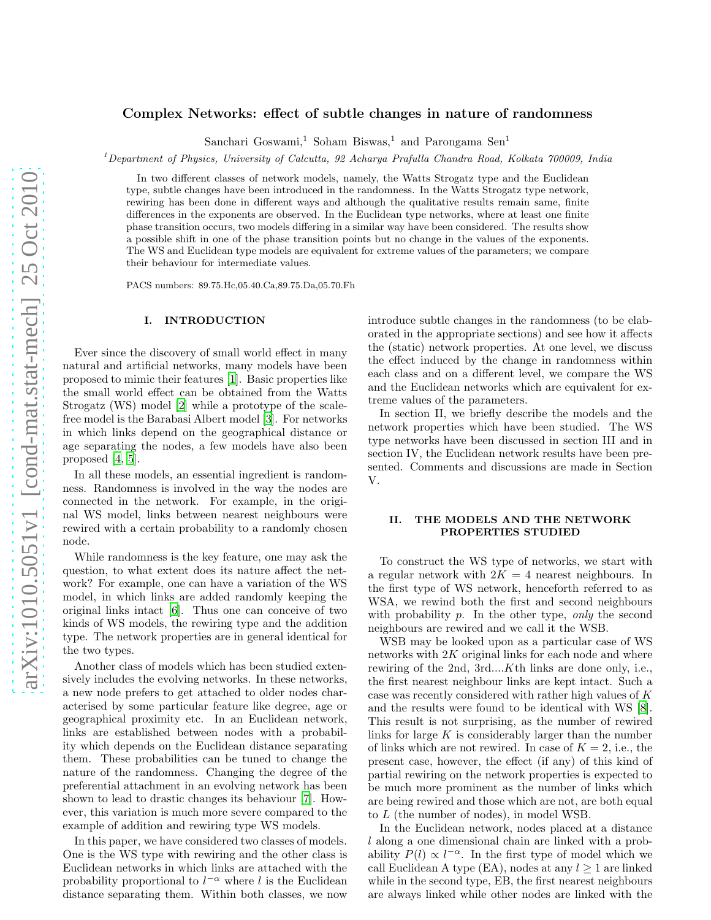# Complex Networks: effect of subtle changes in nature of randomness

Sanchari Goswami,[1] Soham Biswas,[1] and Parongama Sen[1]

[1] *Department of Physics, University of Calcutta, 92 Acharya Prafulla Chandra Road, Kolkata 700009, India*

In two different classes of network models, namely, the Watts Strogatz type and the Euclidean type, subtle changes have been introduced in the randomness. In the Watts Strogatz type network, rewiring has been done in different ways and although the qualitative results remain same, finite differences in the exponents are observed. In the Euclidean type networks, where at least one finite phase transition occurs, two models differing in a similar way have been considered. The results show a possible shift in one of the phase transition points but no change in the values of the exponents. The WS and Euclidean type models are equivalent for extreme values of the parameters; we compare their behaviour for intermediate values.

PACS numbers: 89.75.Hc,05.40.Ca,89.75.Da,05.70.Fh

## I. INTRODUCTION

Ever since the discovery of small world effect in many natural and artificial networks, many models have been proposed to mimic their features [1]. Basic properties like the small world effect can be obtained from the Watts Strogatz (WS) model [2] while a prototype of the scale-free model is the Barabasi Albert model [3]. For networks in which links depend on the geographical distance or age separating the nodes, a few models have also been proposed [4, 5].

In all these models, an essential ingredient is randomness. Randomness is involved in the way the nodes are connected in the network. For example, in the original WS model, links between nearest neighbours were rewired with a certain probability to a randomly chosen node.

While randomness is the key feature, one may ask the question, to what extent does its nature affect the network? For example, one can have a variation of the WS model, in which links are added randomly keeping the original links intact [6]. Thus one can conceive of two kinds of WS models, the rewiring type and the addition type. The network properties are in general identical for the two types.

Another class of models which has been studied extensively includes the evolving networks. In these networks, a new node prefers to get attached to older nodes characterised by some particular feature like degree, age or geographical proximity etc. In an Euclidean network, links are established between nodes with a probability which depends on the Euclidean distance separating them. These probabilities can be tuned to change the nature of the randomness. Changing the degree of the preferential attachment in an evolving network has been shown to lead to drastic changes its behaviour [7]. However, this variation is much more severe compared to the example of addition and rewiring type WS models.

In this paper, we have considered two classes of models. One is the WS type with rewiring and the other class is Euclidean networks in which links are attached with the probability proportional to $l^{-\alpha}$ where $l$ is the Euclidean distance separating them. Within both classes, we now introduce subtle changes in the randomness (to be elaborated in the appropriate sections) and see how it affects the (static) network properties. At one level, we discuss the effect induced by the change in randomness within each class and on a different level, we compare the WS and the Euclidean networks which are equivalent for extreme values of the parameters.

In section II, we briefly describe the models and the network properties which have been studied. The WS type networks have been discussed in section III and in section IV, the Euclidean network results have been presented. Comments and discussions are made in Section V.

## II. THE MODELS AND THE NETWORK PROPERTIES STUDIED

To construct the WS type of networks, we start with a regular network with $2K = 4$ nearest neighbours. In the first type of WS network, henceforth referred to as WSA, we rewind both the first and second neighbours with probability $p$. In the other type, *only* the second neighbours are rewired and we call it the WSB.

WSB may be looked upon as a particular case of WS networks with $2K$ original links for each node and where rewiring of the 2nd, 3rd....$K$th links are done only, i.e., the first nearest neighbour links are kept intact. Such a case was recently considered with rather high values of $K$ and the results were found to be identical with WS [8]. This result is not surprising, as the number of rewired links for large $K$ is considerably larger than the number of links which are not rewired. In case of $K = 2$, i.e., the present case, however, the effect (if any) of this kind of partial rewiring on the network properties is expected to be much more prominent as the number of links which are being rewired and those which are not, are both equal to $L$ (the number of nodes), in model WSB.

In the Euclidean network, nodes placed at a distance $l$ along a one dimensional chain are linked with a probability $P(l) \propto l^{-\alpha}$. In the first type of model which we call Euclidean A type (EA), nodes at any $l \geq 1$ are linked while in the second type, EB, the first nearest neighbours are always linked while other nodes are linked with the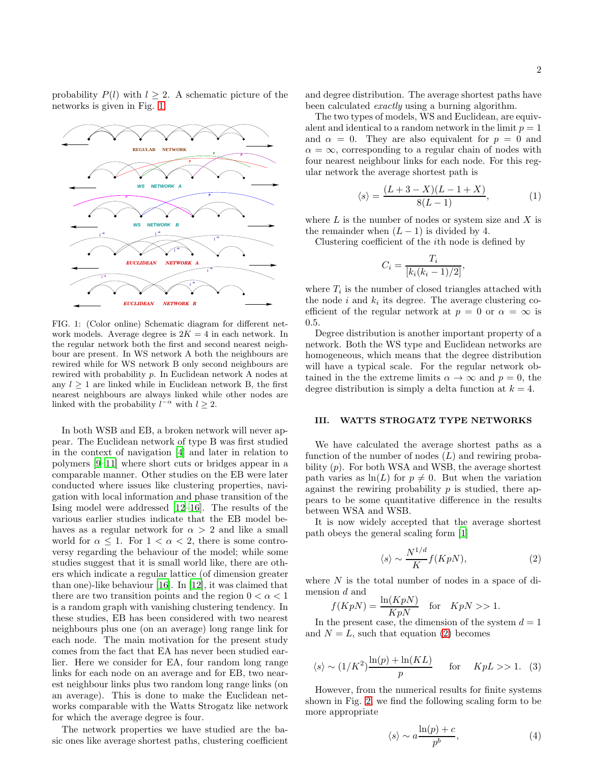probability $P(l)$ with $l \geq 2$. A schematic picture of the networks is given in Fig. 1.

REGULAR NETWORK

WS NETWORK A

WS NETWORK B

EUCLIDEAN NETWORK A

EUCLIDEAN NETWORK B

FIG. 1: (Color online) Schematic diagram for different network models. Average degree is $2K = 4$ in each network. In the regular network both the first and second nearest neighbour are present. In WS network A both the neighbours are rewired while for WS network B only second neighbours are rewired with probability $p$. In Euclidean network A nodes at any $l \geq 1$ are linked while in Euclidean network B, the first nearest neighbours are always linked while other nodes are linked with the probability $l^{-\alpha}$ with $l \geq 2$.

In both WSB and EB, a broken network will never appear. The Euclidean network of type B was first studied in the context of navigation [4] and later in relation to polymers [9–11] where short cuts or bridges appear in a comparable manner. Other studies on the EB were later conducted where issues like clustering properties, navigation with local information and phase transition of the Ising model were addressed [12–16]. The results of the various earlier studies indicate that the EB model behaves as a regular network for $\alpha > 2$ and like a small world for $\alpha \leq 1$. For $1 < \alpha < 2$, there is some controversy regarding the behaviour of the model; while some studies suggest that it is small world like, there are others which indicate a regular lattice (of dimension greater than one)-like behaviour [16]. In [12], it was claimed that there are two transition points and the region $0 < \alpha < 1$ is a random graph with vanishing clustering tendency. In these studies, EB has been considered with two nearest neighbours plus one (on an average) long range link for each node. The main motivation for the present study comes from the fact that EA has never been studied earlier. Here we consider for EA, four random long range links for each node on an average and for EB, two nearest neighbour links plus two random long range links (on an average). This is done to make the Euclidean networks comparable with the Watts Strogatz like network for which the average degree is four.

The network properties we have studied are the basic ones like average shortest paths, clustering coefficient and degree distribution. The average shortest paths have been calculated *exactly* using a burning algorithm.

The two types of models, WS and Euclidean, are equivalent and identical to a random network in the limit $p = 1$ and $\alpha = 0$. They are also equivalent for $p = 0$ and $\alpha = \infty$, corresponding to a regular chain of nodes with four nearest neighbour links for each node. For this regular network the average shortest path is

$$\langle s \rangle = \frac{(L+3-X)(L-1+X)}{8(L-1)}, \tag{1}$$

where $L$ is the number of nodes or system size and $X$ is the remainder when $(L-1)$ is divided by 4.

Clustering coefficient of the $i$th node is defined by

$$C_i = \frac{T_i}{[k_i(k_i-1)/2]},$$

where $T_i$ is the number of closed triangles attached with the node $i$ and $k_i$ its degree. The average clustering coefficient of the regular network at $p = 0$ or $\alpha = \infty$ is 0.5.

Degree distribution is another important property of a network. Both the WS type and Euclidean networks are homogeneous, which means that the degree distribution will have a typical scale. For the regular network obtained in the the extreme limits $\alpha \to \infty$ and $p = 0$, the degree distribution is simply a delta function at $k = 4$.

## III. WATTS STROGATZ TYPE NETWORKS

We have calculated the average shortest paths as a function of the number of nodes ($L$) and rewiring probability ($p$). For both WSA and WSB, the average shortest path varies as $\ln(L)$ for $p \neq 0$. But when the variation against the rewiring probability $p$ is studied, there appears to be some quantitative difference in the results between WSA and WSB.

It is now widely accepted that the average shortest path obeys the general scaling form [1]

$$\langle s \rangle \sim \frac{N^{1/d}}{K} f(KpN), \tag{2}$$

where $N$ is the total number of nodes in a space of dimension $d$ and

$$f(KpN) = \frac{\ln(KpN)}{KpN} \quad \text{for} \quad KpN >> 1.$$

In the present case, the dimension of the system $d = 1$ and $N = L$, such that equation (2) becomes

$$\langle s \rangle \sim (1/K^2)\frac{\ln(p) + \ln(KL)}{p} \qquad \text{for} \qquad KpL >> 1. \tag{3}$$

However, from the numerical results for finite systems shown in Fig. 2, we find the following scaling form to be more appropriate

$$\langle s \rangle \sim a\frac{\ln(p) + c}{p^b}, \tag{4}$$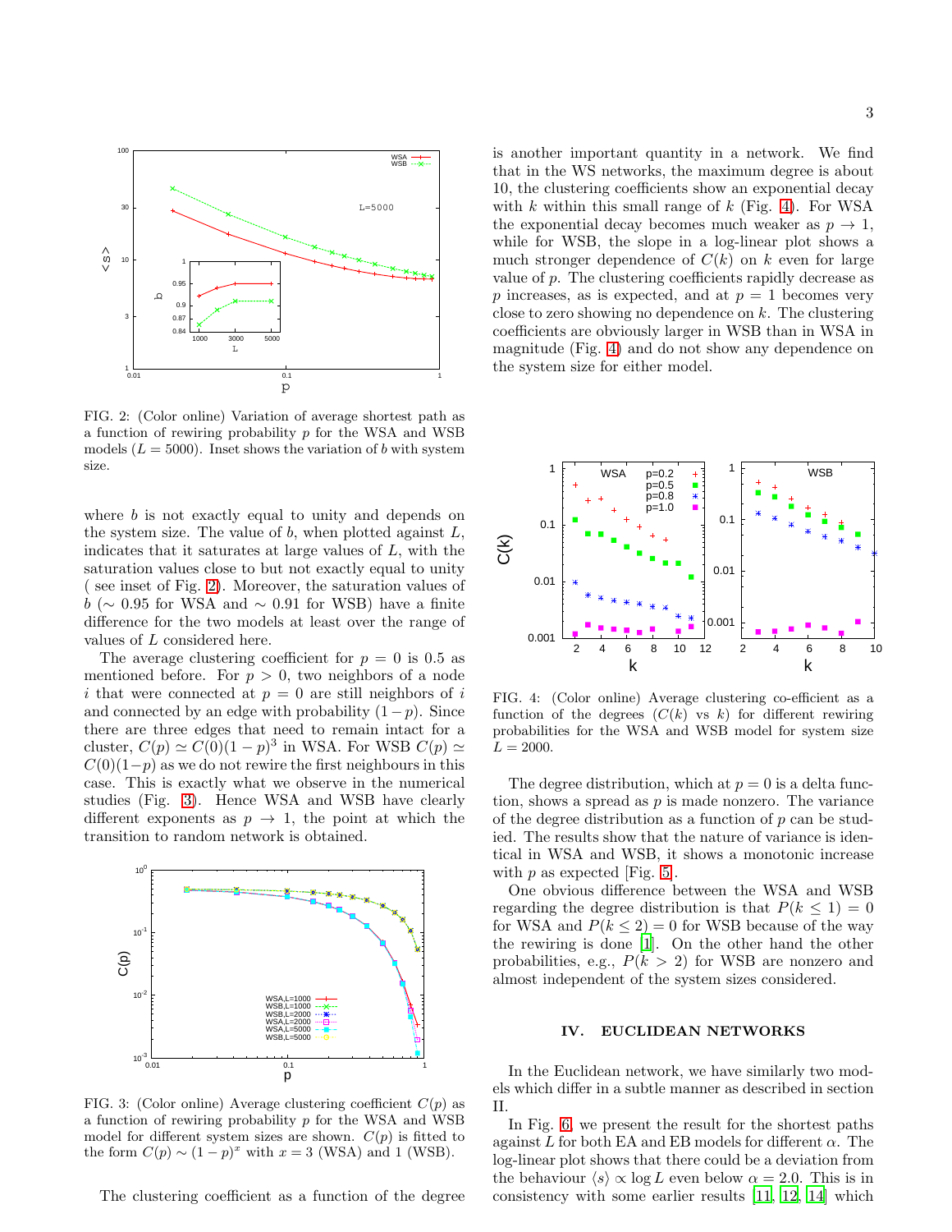100

WSA
WSB

30

L=5000

10

<s>

1

0.95

b

0.9

0.87

0.84

1000 3000 5000

L

3

1

0.01 0.1 1

p

FIG. 2: (Color online) Variation of average shortest path as a function of rewiring probability $p$ for the WSA and WSB models ($L = 5000$). Inset shows the variation of $b$ with system size.

where $b$ is not exactly equal to unity and depends on the system size. The value of $b$, when plotted against $L$, indicates that it saturates at large values of $L$, with the saturation values close to but not exactly equal to unity ( see inset of Fig. 2). Moreover, the saturation values of $b$ ($\sim 0.95$ for WSA and $\sim 0.91$ for WSB) have a finite difference for the two models at least over the range of values of $L$ considered here.

The average clustering coefficient for $p = 0$ is 0.5 as mentioned before. For $p > 0$, two neighbors of a node $i$ that were connected at $p = 0$ are still neighbors of $i$ and connected by an edge with probability $(1-p)$. Since there are three edges that need to remain intact for a cluster, $C(p) \simeq C(0)(1-p)^3$ in WSA. For WSB $C(p) \simeq C(0)(1-p)$ as we do not rewire the first neighbours in this case. This is exactly what we observe in the numerical studies (Fig. 3). Hence WSA and WSB have clearly different exponents as $p \to 1$, the point at which the transition to random network is obtained.

$10^0$

$10^{-1}$

C(p)

$10^{-2}$

WSA,L=1000
WSB,L=1000
WSB,L=2000
WSA,L=2000
WSA,L=5000
WSB,L=5000

$10^{-3}$

0.01 0.1 1

p

FIG. 3: (Color online) Average clustering coefficient $C(p)$ as a function of rewiring probability $p$ for the WSA and WSB model for different system sizes are shown. $C(p)$ is fitted to the form $C(p) \sim (1-p)^x$ with $x = 3$ (WSA) and 1 (WSB).

The clustering coefficient as a function of the degree is another important quantity in a network. We find that in the WS networks, the maximum degree is about 10, the clustering coefficients show an exponential decay with $k$ within this small range of $k$ (Fig. 4). For WSA the exponential decay becomes much weaker as $p \to 1$, while for WSB, the slope in a log-linear plot shows a much stronger dependence of $C(k)$ on $k$ even for large value of $p$. The clustering coefficients rapidly decrease as $p$ increases, as is expected, and at $p = 1$ becomes very close to zero showing no dependence on $k$. The clustering coefficients are obviously larger in WSB than in WSA in magnitude (Fig. 4) and do not show any dependence on the system size for either model.

1

WSA

p=0.2
p=0.5
p=0.8
p=1.0

0.1

C(k)

0.01

0.001

2 4 6 8 10 12

k

1

WSB

0.1

0.01

0.001

2 4 6 8 10

k

FIG. 4: (Color online) Average clustering co-efficient as a function of the degrees ($C(k)$ vs $k$) for different rewiring probabilities for the WSA and WSB model for system size $L = 2000$.

The degree distribution, which at $p = 0$ is a delta function, shows a spread as $p$ is made nonzero. The variance of the degree distribution as a function of $p$ can be studied. The results show that the nature of variance is identical in WSA and WSB, it shows a monotonic increase with $p$ as expected [Fig. 5].

One obvious difference between the WSA and WSB regarding the degree distribution is that $P(k \leq 1) = 0$ for WSA and $P(k \leq 2) = 0$ for WSB because of the way the rewiring is done [1]. On the other hand the other probabilities, e.g., $P(k > 2)$ for WSB are nonzero and almost independent of the system sizes considered.

## IV. EUCLIDEAN NETWORKS

In the Euclidean network, we have similarly two models which differ in a subtle manner as described in section II.

In Fig. 6 we present the result for the shortest paths against $L$ for both EA and EB models for different $\alpha$. The log-linear plot shows that there could be a deviation from the behaviour $\langle s \rangle \propto \log L$ even below $\alpha = 2.0$. This is in consistency with some earlier results [11, 12, 14] which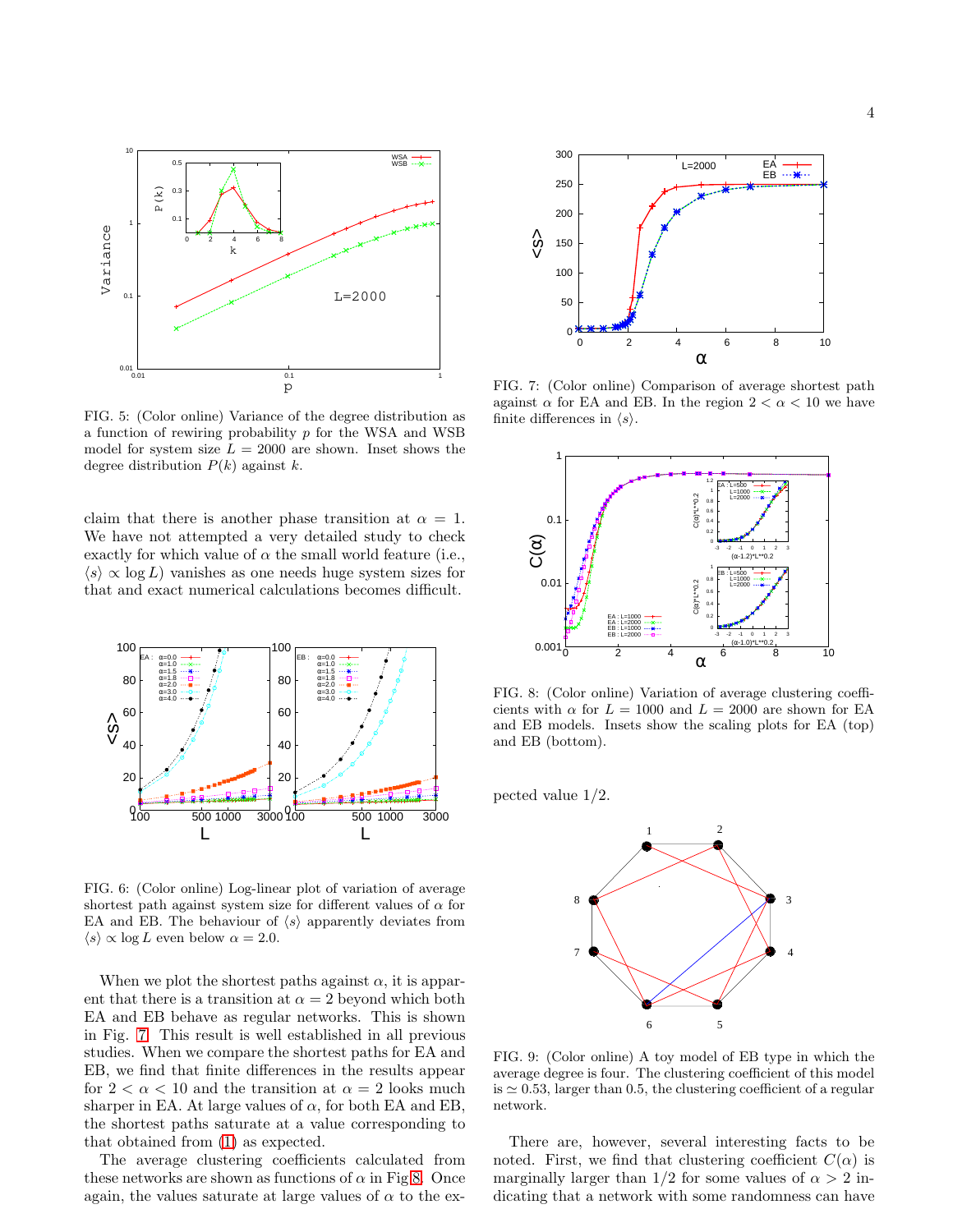FIG. 5: (Color online) Variance of the degree distribution as a function of rewiring probability $p$ for the WSA and WSB model for system size $L = 2000$ are shown. Inset shows the degree distribution $P(k)$ against $k$.

claim that there is another phase transition at $\alpha = 1$. We have not attempted a very detailed study to check exactly for which value of $\alpha$ the small world feature (i.e., $\langle s \rangle \propto \log L$) vanishes as one needs huge system sizes for that and exact numerical calculations becomes difficult.

FIG. 6: (Color online) Log-linear plot of variation of average shortest path against system size for different values of $\alpha$ for EA and EB. The behaviour of $\langle s \rangle$ apparently deviates from $\langle s \rangle \propto \log L$ even below $\alpha = 2.0$.

When we plot the shortest paths against $\alpha$, it is apparent that there is a transition at $\alpha = 2$ beyond which both EA and EB behave as regular networks. This is shown in Fig. 7. This result is well established in all previous studies. When we compare the shortest paths for EA and EB, we find that finite differences in the results appear for $2 < \alpha < 10$ and the transition at $\alpha = 2$ looks much sharper in EA. At large values of $\alpha$, for both EA and EB, the shortest paths saturate at a value corresponding to that obtained from (1) as expected.

The average clustering coefficients calculated from these networks are shown as functions of $\alpha$ in Fig 8. Once again, the values saturate at large values of $\alpha$ to the expected value 1/2.

FIG. 7: (Color online) Comparison of average shortest path against $\alpha$ for EA and EB. In the region $2 < \alpha < 10$ we have finite differences in $\langle s \rangle$.

FIG. 8: (Color online) Variation of average clustering coefficients with $\alpha$ for $L = 1000$ and $L = 2000$ are shown for EA and EB models. Insets show the scaling plots for EA (top) and EB (bottom).

FIG. 9: (Color online) A toy model of EB type in which the average degree is four. The clustering coefficient of this model is $\simeq 0.53$, larger than 0.5, the clustering coefficient of a regular network.

There are, however, several interesting facts to be noted. First, we find that clustering coefficient $C(\alpha)$ is marginally larger than 1/2 for some values of $\alpha > 2$ indicating that a network with some randomness can have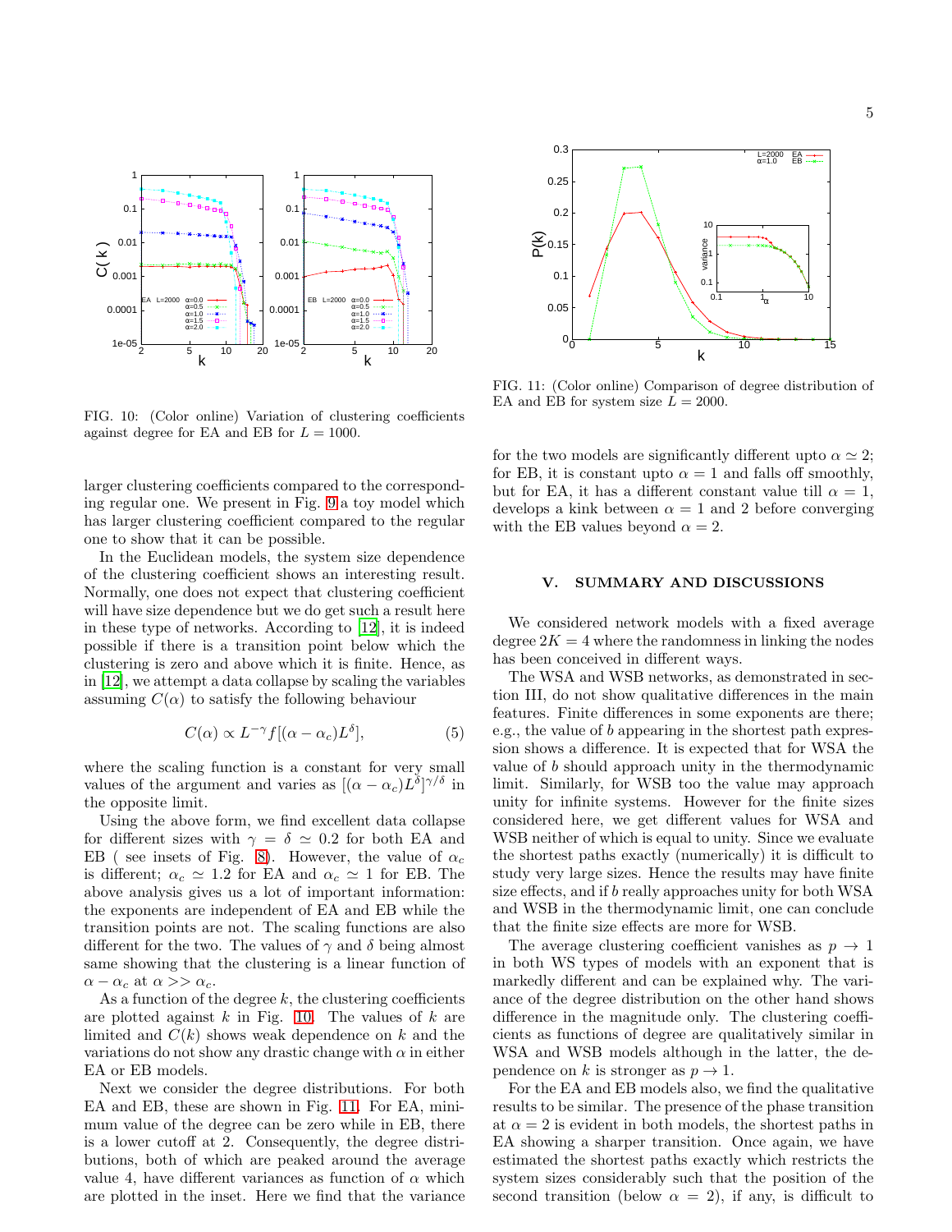1

0.1

0.01

0.001

0.0001

1e-05

C( k )

2 5 10 20

k

EA L=2000 α=0.0 α=0.5 α=1.0 α=1.5 α=2.0

1

0.1

0.01

0.001

0.0001

1e-05

2 5 10 20

k

EB L=2000 α=0.0 α=0.5 α=1.0 α=1.5 α=2.0

FIG. 10: (Color online) Variation of clustering coefficients against degree for EA and EB for $L = 1000$.

0.3

0.25

0.2

0.15

0.1

0.05

0

P(k)

0 5 10 15

k

L=2000 EA
α=1.0 EB

variance

10

1

0.1

0.1 1 10

α

FIG. 11: (Color online) Comparison of degree distribution of EA and EB for system size $L = 2000$.

larger clustering coefficients compared to the corresponding regular one. We present in Fig. 9 a toy model which has larger clustering coefficient compared to the regular one to show that it can be possible.

In the Euclidean models, the system size dependence of the clustering coefficient shows an interesting result. Normally, one does not expect that clustering coefficient will have size dependence but we do get such a result here in these type of networks. According to [12], it is indeed possible if there is a transition point below which the clustering is zero and above which it is finite. Hence, as in [12], we attempt a data collapse by scaling the variables assuming $C(\alpha)$ to satisfy the following behaviour

$$C(\alpha) \propto L^{-\gamma} f[(\alpha - \alpha_c)L^{\delta}], \tag{5}$$

where the scaling function is a constant for very small values of the argument and varies as $[(\alpha - \alpha_c)L^{\delta}]^{\gamma/\delta}$ in the opposite limit.

Using the above form, we find excellent data collapse for different sizes with $\gamma = \delta \simeq 0.2$ for both EA and EB ( see insets of Fig. 8). However, the value of $\alpha_c$ is different; $\alpha_c \simeq 1.2$ for EA and $\alpha_c \simeq 1$ for EB. The above analysis gives us a lot of important information: the exponents are independent of EA and EB while the transition points are not. The scaling functions are also different for the two. The values of $\gamma$ and $\delta$ being almost same showing that the clustering is a linear function of $\alpha - \alpha_c$ at $\alpha >> \alpha_c$.

As a function of the degree $k$, the clustering coefficients are plotted against $k$ in Fig. 10. The values of $k$ are limited and $C(k)$ shows weak dependence on $k$ and the variations do not show any drastic change with $\alpha$ in either EA or EB models.

Next we consider the degree distributions. For both EA and EB, these are shown in Fig. 11. For EA, minimum value of the degree can be zero while in EB, there is a lower cutoff at 2. Consequently, the degree distributions, both of which are peaked around the average value 4, have different variances as function of $\alpha$ which are plotted in the inset. Here we find that the variance for the two models are significantly different upto $\alpha \simeq 2$; for EB, it is constant upto $\alpha = 1$ and falls off smoothly, but for EA, it has a different constant value till $\alpha = 1$, develops a kink between $\alpha = 1$ and 2 before converging with the EB values beyond $\alpha = 2$.

## V. SUMMARY AND DISCUSSIONS

We considered network models with a fixed average degree $2K = 4$ where the randomness in linking the nodes has been conceived in different ways.

The WSA and WSB networks, as demonstrated in section III, do not show qualitative differences in the main features. Finite differences in some exponents are there; e.g., the value of $b$ appearing in the shortest path expression shows a difference. It is expected that for WSA the value of $b$ should approach unity in the thermodynamic limit. Similarly, for WSB too the value may approach unity for infinite systems. However for the finite sizes considered here, we get different values for WSA and WSB neither of which is equal to unity. Since we evaluate the shortest paths exactly (numerically) it is difficult to study very large sizes. Hence the results may have finite size effects, and if $b$ really approaches unity for both WSA and WSB in the thermodynamic limit, one can conclude that the finite size effects are more for WSB.

The average clustering coefficient vanishes as $p \to 1$ in both WS types of models with an exponent that is markedly different and can be explained why. The variance of the degree distribution on the other hand shows difference in the magnitude only. The clustering coefficients as functions of degree are qualitatively similar in WSA and WSB models although in the latter, the dependence on $k$ is stronger as $p \to 1$.

For the EA and EB models also, we find the qualitative results to be similar. The presence of the phase transition at $\alpha = 2$ is evident in both models, the shortest paths in EA showing a sharper transition. Once again, we have estimated the shortest paths exactly which restricts the system sizes considerably such that the position of the second transition (below $\alpha = 2$), if any, is difficult to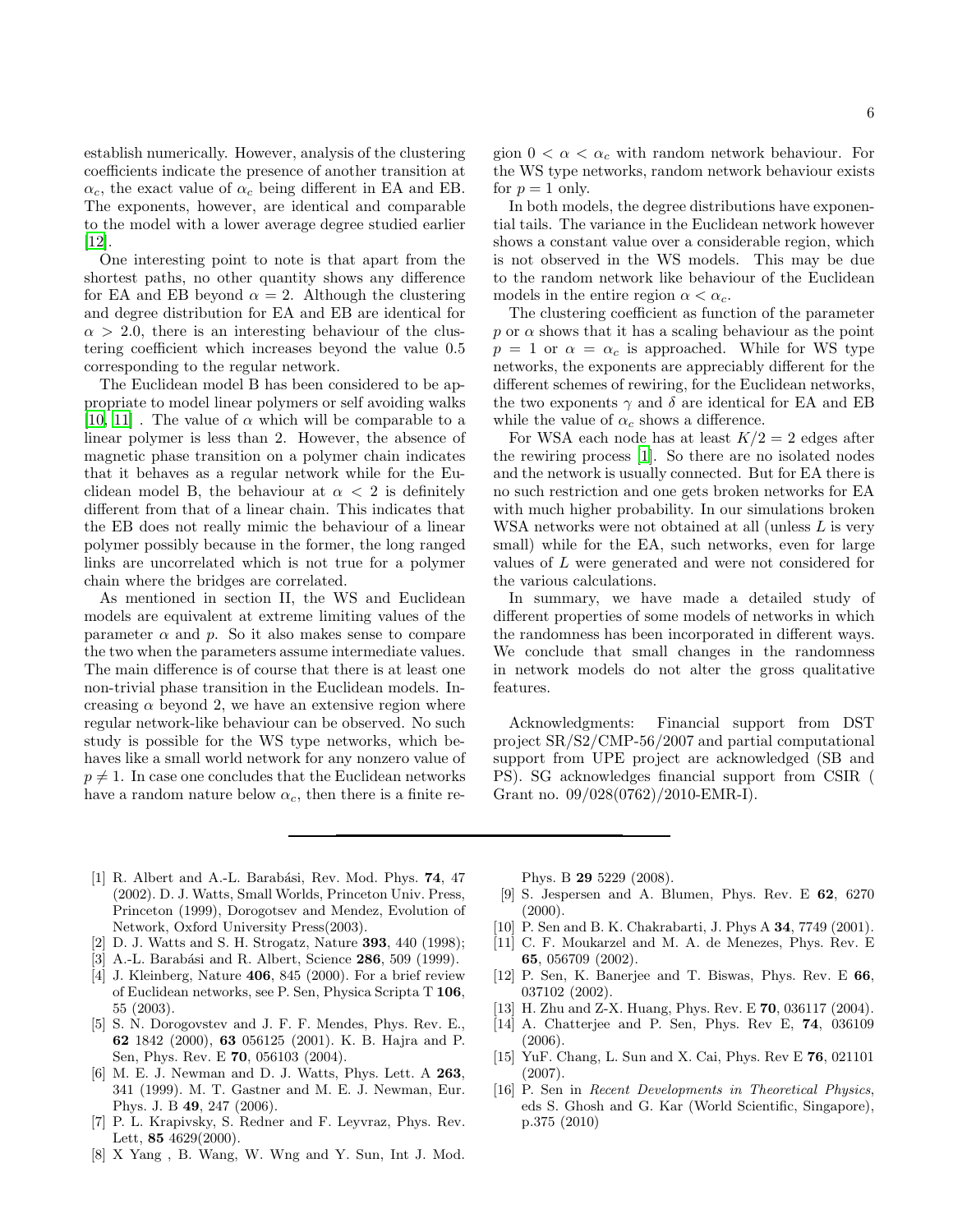establish numerically. However, analysis of the clustering coefficients indicate the presence of another transition at $\alpha_c$, the exact value of $\alpha_c$ being different in EA and EB. The exponents, however, are identical and comparable to the model with a lower average degree studied earlier [12].

One interesting point to note is that apart from the shortest paths, no other quantity shows any difference for EA and EB beyond $\alpha = 2$. Although the clustering and degree distribution for EA and EB are identical for $\alpha > 2.0$, there is an interesting behaviour of the clustering coefficient which increases beyond the value 0.5 corresponding to the regular network.

The Euclidean model B has been considered to be appropriate to model linear polymers or self avoiding walks [10, 11] . The value of $\alpha$ which will be comparable to a linear polymer is less than 2. However, the absence of magnetic phase transition on a polymer chain indicates that it behaves as a regular network while for the Euclidean model B, the behaviour at $\alpha < 2$ is definitely different from that of a linear chain. This indicates that the EB does not really mimic the behaviour of a linear polymer possibly because in the former, the long ranged links are uncorrelated which is not true for a polymer chain where the bridges are correlated.

As mentioned in section II, the WS and Euclidean models are equivalent at extreme limiting values of the parameter $\alpha$ and $p$. So it also makes sense to compare the two when the parameters assume intermediate values. The main difference is of course that there is at least one non-trivial phase transition in the Euclidean models. Increasing $\alpha$ beyond 2, we have an extensive region where regular network-like behaviour can be observed. No such study is possible for the WS type networks, which behaves like a small world network for any nonzero value of $p \neq 1$. In case one concludes that the Euclidean networks have a random nature below $\alpha_c$, then there is a finite region $0 < \alpha < \alpha_c$ with random network behaviour. For the WS type networks, random network behaviour exists for $p = 1$ only.

In both models, the degree distributions have exponential tails. The variance in the Euclidean network however shows a constant value over a considerable region, which is not observed in the WS models. This may be due to the random network like behaviour of the Euclidean models in the entire region $\alpha < \alpha_c$.

The clustering coefficient as function of the parameter $p$ or $\alpha$ shows that it has a scaling behaviour as the point $p = 1$ or $\alpha = \alpha_c$ is approached. While for WS type networks, the exponents are appreciably different for the different schemes of rewiring, for the Euclidean networks, the two exponents $\gamma$ and $\delta$ are identical for EA and EB while the value of $\alpha_c$ shows a difference.

For WSA each node has at least $K/2 = 2$ edges after the rewiring process [1]. So there are no isolated nodes and the network is usually connected. But for EA there is no such restriction and one gets broken networks for EA with much higher probability. In our simulations broken WSA networks were not obtained at all (unless $L$ is very small) while for the EA, such networks, even for large values of $L$ were generated and were not considered for the various calculations.

In summary, we have made a detailed study of different properties of some models of networks in which the randomness has been incorporated in different ways. We conclude that small changes in the randomness in network models do not alter the gross qualitative features.

Acknowledgments: Financial support from DST project SR/S2/CMP-56/2007 and partial computational support from UPE project are acknowledged (SB and PS). SG acknowledges financial support from CSIR ( Grant no. 09/028(0762)/2010-EMR-I).

---

- [1] R. Albert and A.-L. Barabási, Rev. Mod. Phys. **74**, 47 (2002). D. J. Watts, Small Worlds, Princeton Univ. Press, Princeton (1999), Dorogotsev and Mendez, Evolution of Network, Oxford University Press(2003).
- [2] D. J. Watts and S. H. Strogatz, Nature **393**, 440 (1998);
- [3] A.-L. Barabási and R. Albert, Science **286**, 509 (1999).
- [4] J. Kleinberg, Nature **406**, 845 (2000). For a brief review of Euclidean networks, see P. Sen, Physica Scripta T **106**, 55 (2003).
- [5] S. N. Dorogovstev and J. F. F. Mendes, Phys. Rev. E., **62** 1842 (2000), **63** 056125 (2001). K. B. Hajra and P. Sen, Phys. Rev. E **70**, 056103 (2004).
- [6] M. E. J. Newman and D. J. Watts, Phys. Lett. A **263**, 341 (1999). M. T. Gastner and M. E. J. Newman, Eur. Phys. J. B **49**, 247 (2006).
- [7] P. L. Krapivsky, S. Redner and F. Leyvraz, Phys. Rev. Lett, **85** 4629(2000).
- [8] X Yang , B. Wang, W. Wng and Y. Sun, Int J. Mod. Phys. B **29** 5229 (2008).
- [9] S. Jespersen and A. Blumen, Phys. Rev. E **62**, 6270 (2000).
- [10] P. Sen and B. K. Chakrabarti, J. Phys A **34**, 7749 (2001).
- [11] C. F. Moukarzel and M. A. de Menezes, Phys. Rev. E **65**, 056709 (2002).
- [12] P. Sen, K. Banerjee and T. Biswas, Phys. Rev. E **66**, 037102 (2002).
- [13] H. Zhu and Z-X. Huang, Phys. Rev. E **70**, 036117 (2004).
- [14] A. Chatterjee and P. Sen, Phys. Rev E, **74**, 036109 (2006).
- [15] YuF. Chang, L. Sun and X. Cai, Phys. Rev E **76**, 021101 (2007).
- [16] P. Sen in *Recent Developments in Theoretical Physics*, eds S. Ghosh and G. Kar (World Scientific, Singapore), p.375 (2010)